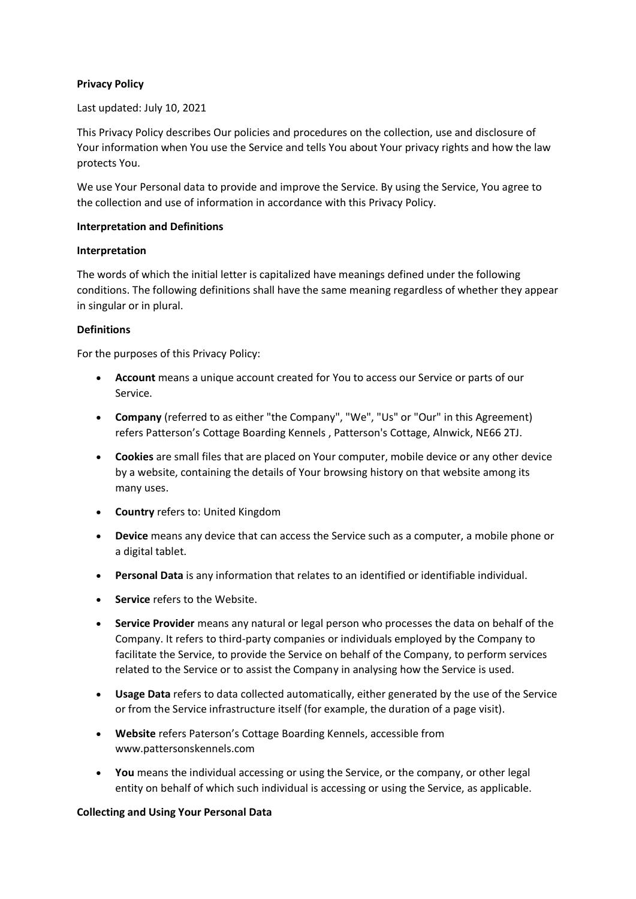**Privacy Policy**

Last updated: July 10, 2021

This Privacy Policy describes Our policies and procedures on the collection, use and disclosure of Your information when You use the Service and tells You about Your privacy rights and how the law protects You.

We use Your Personal data to provide and improve the Service. By using the Service, You agree to the collection and use of information in accordance with this Privacy Policy.

**Interpretation and Definitions**

**Interpretation**

The words of which the initial letter is capitalized have meanings defined under the following conditions. The following definitions shall have the same meaning regardless of whether they appear in singular or in plural.

**Definitions**

For the purposes of this Privacy Policy:

- **Account** means a unique account created for You to access our Service or parts of our Service.
- **Company** (referred to as either "the Company", "We", "Us" or "Our" in this Agreement) refers Patterson's Cottage Boarding Kennels , Patterson's Cottage, Alnwick, NE66 2TJ.
- **Cookies** are small files that are placed on Your computer, mobile device or any other device by a website, containing the details of Your browsing history on that website among its many uses.
- **Country** refers to: United Kingdom
- **Device** means any device that can access the Service such as a computer, a mobile phone or a digital tablet.
- **Personal Data** is any information that relates to an identified or identifiable individual.
- **Service** refers to the Website.
- **Service Provider** means any natural or legal person who processes the data on behalf of the Company. It refers to third-party companies or individuals employed by the Company to facilitate the Service, to provide the Service on behalf of the Company, to perform services related to the Service or to assist the Company in analysing how the Service is used.
- **Usage Data** refers to data collected automatically, either generated by the use of the Service or from the Service infrastructure itself (for example, the duration of a page visit).
- **Website** refers Paterson's Cottage Boarding Kennels, accessible from www.pattersonskennels.com
- **You** means the individual accessing or using the Service, or the company, or other legal entity on behalf of which such individual is accessing or using the Service, as applicable.

**Collecting and Using Your Personal Data**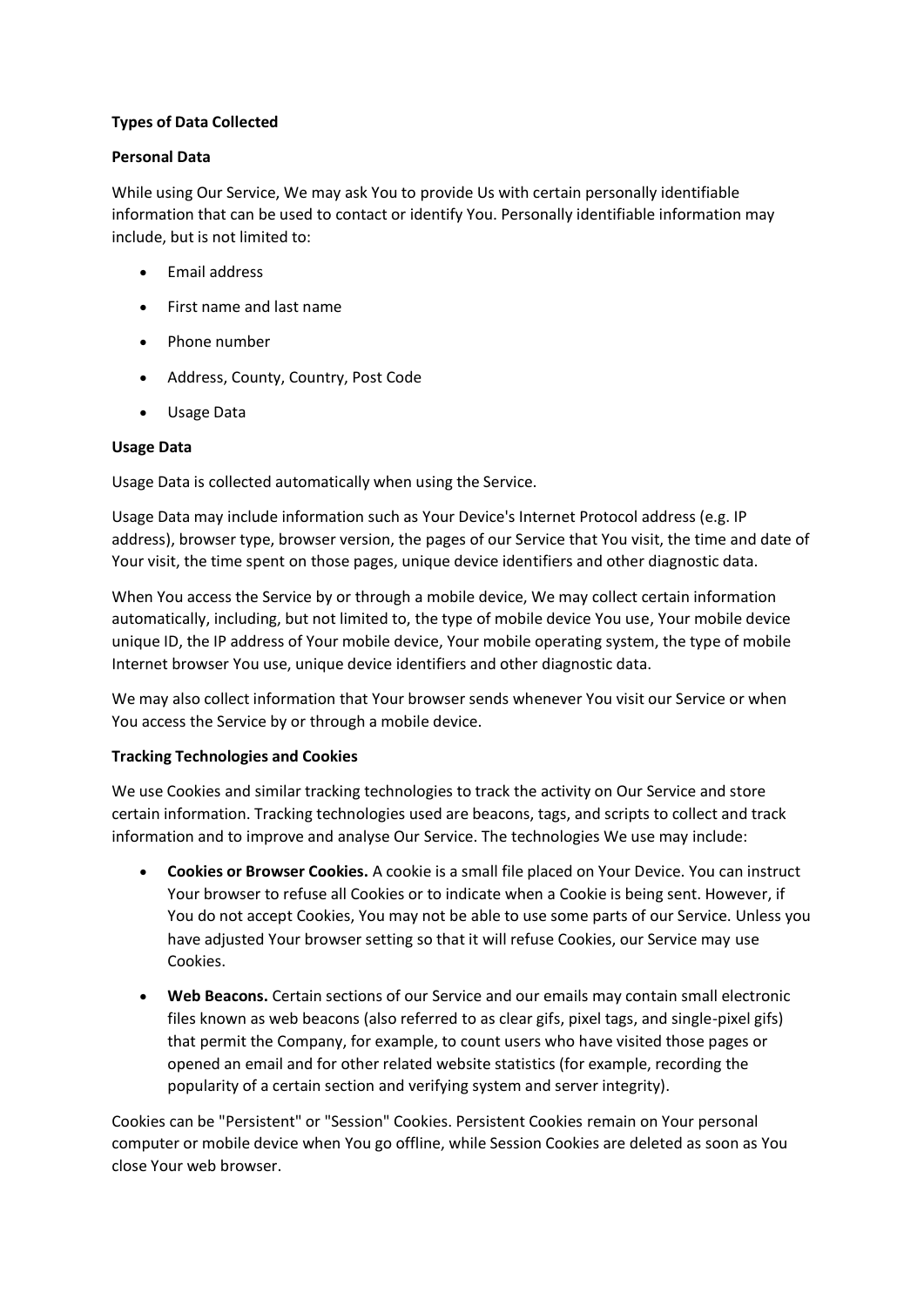**Types of Data Collected**

**Personal Data**

While using Our Service, We may ask You to provide Us with certain personally identifiable information that can be used to contact or identify You. Personally identifiable information may include, but is not limited to:

- Email address
- First name and last name
- Phone number
- Address, County, Country, Post Code
- Usage Data

**Usage Data**

Usage Data is collected automatically when using the Service.

Usage Data may include information such as Your Device's Internet Protocol address (e.g. IP address), browser type, browser version, the pages of our Service that You visit, the time and date of Your visit, the time spent on those pages, unique device identifiers and other diagnostic data.

When You access the Service by or through a mobile device, We may collect certain information automatically, including, but not limited to, the type of mobile device You use, Your mobile device unique ID, the IP address of Your mobile device, Your mobile operating system, the type of mobile Internet browser You use, unique device identifiers and other diagnostic data.

We may also collect information that Your browser sends whenever You visit our Service or when You access the Service by or through a mobile device.

**Tracking Technologies and Cookies**

We use Cookies and similar tracking technologies to track the activity on Our Service and store certain information. Tracking technologies used are beacons, tags, and scripts to collect and track information and to improve and analyse Our Service. The technologies We use may include:

- **Cookies or Browser Cookies.** A cookie is a small file placed on Your Device. You can instruct Your browser to refuse all Cookies or to indicate when a Cookie is being sent. However, if You do not accept Cookies, You may not be able to use some parts of our Service. Unless you have adjusted Your browser setting so that it will refuse Cookies, our Service may use Cookies.
- **Web Beacons.** Certain sections of our Service and our emails may contain small electronic files known as web beacons (also referred to as clear gifs, pixel tags, and single-pixel gifs) that permit the Company, for example, to count users who have visited those pages or opened an email and for other related website statistics (for example, recording the popularity of a certain section and verifying system and server integrity).

Cookies can be "Persistent" or "Session" Cookies. Persistent Cookies remain on Your personal computer or mobile device when You go offline, while Session Cookies are deleted as soon as You close Your web browser.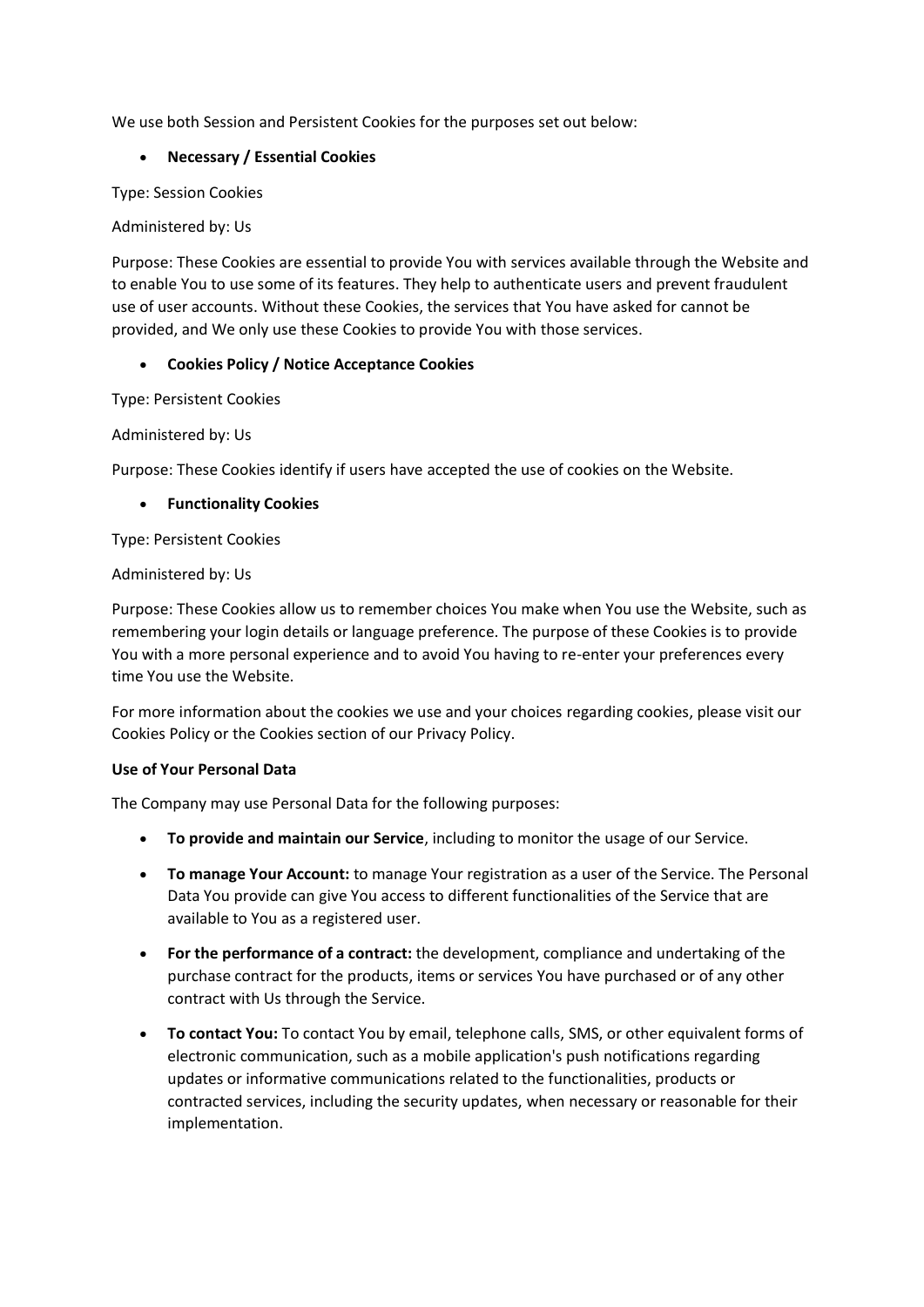We use both Session and Persistent Cookies for the purposes set out below:

- **Necessary / Essential Cookies**

Type: Session Cookies

Administered by: Us

Purpose: These Cookies are essential to provide You with services available through the Website and to enable You to use some of its features. They help to authenticate users and prevent fraudulent use of user accounts. Without these Cookies, the services that You have asked for cannot be provided, and We only use these Cookies to provide You with those services.

- **Cookies Policy / Notice Acceptance Cookies**

Type: Persistent Cookies

Administered by: Us

Purpose: These Cookies identify if users have accepted the use of cookies on the Website.

- **Functionality Cookies**

Type: Persistent Cookies

Administered by: Us

Purpose: These Cookies allow us to remember choices You make when You use the Website, such as remembering your login details or language preference. The purpose of these Cookies is to provide You with a more personal experience and to avoid You having to re-enter your preferences every time You use the Website.

For more information about the cookies we use and your choices regarding cookies, please visit our Cookies Policy or the Cookies section of our Privacy Policy.

**Use of Your Personal Data**

The Company may use Personal Data for the following purposes:

- **To provide and maintain our Service**, including to monitor the usage of our Service.
- **To manage Your Account:** to manage Your registration as a user of the Service. The Personal Data You provide can give You access to different functionalities of the Service that are available to You as a registered user.
- **For the performance of a contract:** the development, compliance and undertaking of the purchase contract for the products, items or services You have purchased or of any other contract with Us through the Service.
- **To contact You:** To contact You by email, telephone calls, SMS, or other equivalent forms of electronic communication, such as a mobile application's push notifications regarding updates or informative communications related to the functionalities, products or contracted services, including the security updates, when necessary or reasonable for their implementation.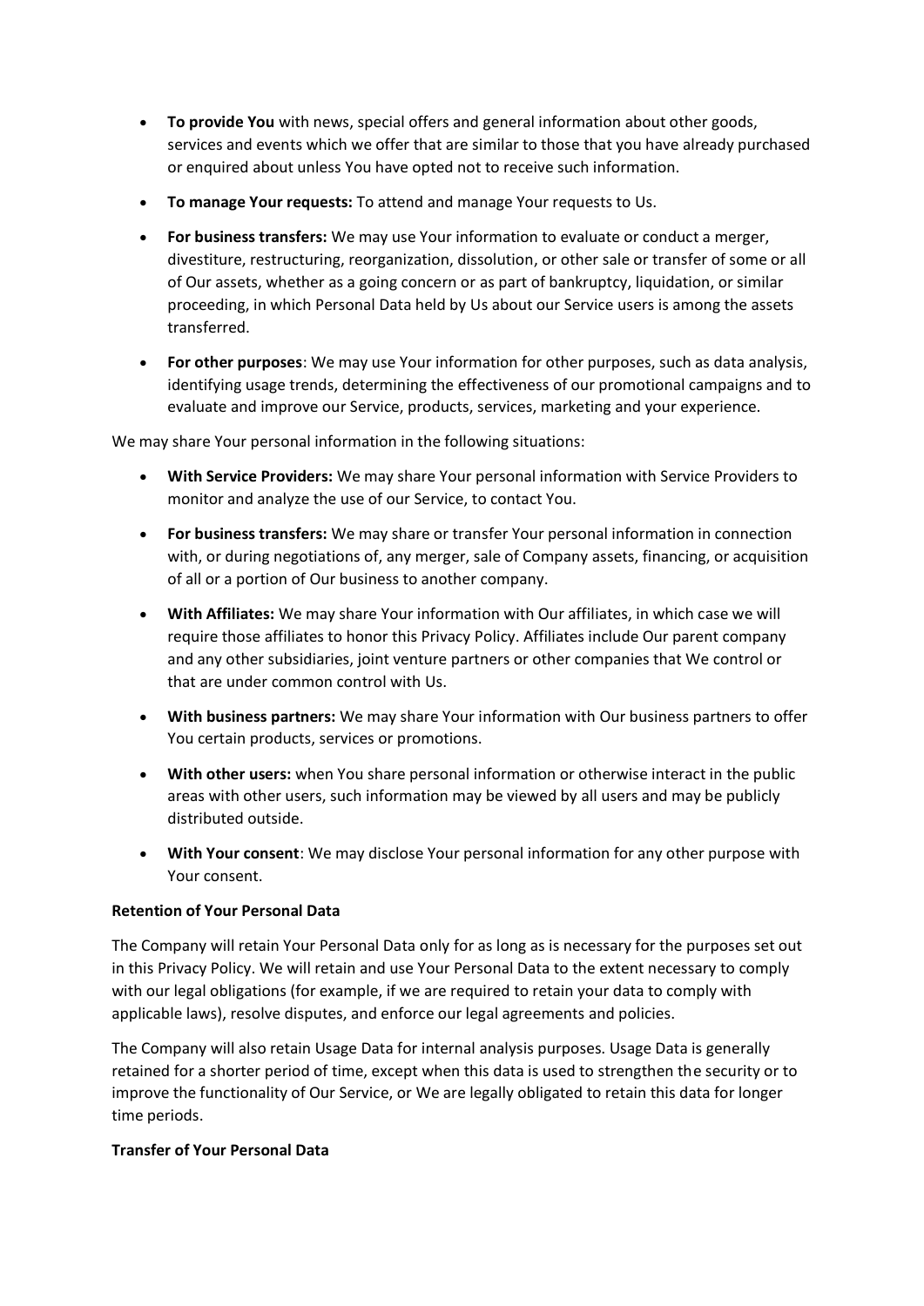- **To provide You** with news, special offers and general information about other goods, services and events which we offer that are similar to those that you have already purchased or enquired about unless You have opted not to receive such information.
- **To manage Your requests:** To attend and manage Your requests to Us.
- **For business transfers:** We may use Your information to evaluate or conduct a merger, divestiture, restructuring, reorganization, dissolution, or other sale or transfer of some or all of Our assets, whether as a going concern or as part of bankruptcy, liquidation, or similar proceeding, in which Personal Data held by Us about our Service users is among the assets transferred.
- **For other purposes**: We may use Your information for other purposes, such as data analysis, identifying usage trends, determining the effectiveness of our promotional campaigns and to evaluate and improve our Service, products, services, marketing and your experience.

We may share Your personal information in the following situations:

- **With Service Providers:** We may share Your personal information with Service Providers to monitor and analyze the use of our Service, to contact You.
- **For business transfers:** We may share or transfer Your personal information in connection with, or during negotiations of, any merger, sale of Company assets, financing, or acquisition of all or a portion of Our business to another company.
- **With Affiliates:** We may share Your information with Our affiliates, in which case we will require those affiliates to honor this Privacy Policy. Affiliates include Our parent company and any other subsidiaries, joint venture partners or other companies that We control or that are under common control with Us.
- **With business partners:** We may share Your information with Our business partners to offer You certain products, services or promotions.
- **With other users:** when You share personal information or otherwise interact in the public areas with other users, such information may be viewed by all users and may be publicly distributed outside.
- **With Your consent**: We may disclose Your personal information for any other purpose with Your consent.

**Retention of Your Personal Data**

The Company will retain Your Personal Data only for as long as is necessary for the purposes set out in this Privacy Policy. We will retain and use Your Personal Data to the extent necessary to comply with our legal obligations (for example, if we are required to retain your data to comply with applicable laws), resolve disputes, and enforce our legal agreements and policies.

The Company will also retain Usage Data for internal analysis purposes. Usage Data is generally retained for a shorter period of time, except when this data is used to strengthen the security or to improve the functionality of Our Service, or We are legally obligated to retain this data for longer time periods.

**Transfer of Your Personal Data**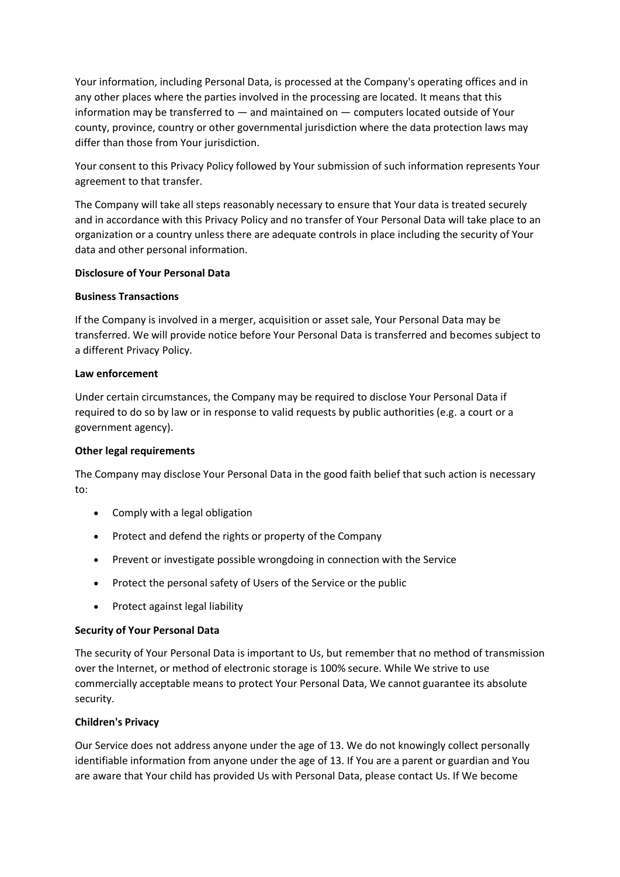Your information, including Personal Data, is processed at the Company's operating offices and in any other places where the parties involved in the processing are located. It means that this information may be transferred to — and maintained on — computers located outside of Your county, province, country or other governmental jurisdiction where the data protection laws may differ than those from Your jurisdiction.

Your consent to this Privacy Policy followed by Your submission of such information represents Your agreement to that transfer.

The Company will take all steps reasonably necessary to ensure that Your data is treated securely and in accordance with this Privacy Policy and no transfer of Your Personal Data will take place to an organization or a country unless there are adequate controls in place including the security of Your data and other personal information.

**Disclosure of Your Personal Data**

**Business Transactions**

If the Company is involved in a merger, acquisition or asset sale, Your Personal Data may be transferred. We will provide notice before Your Personal Data is transferred and becomes subject to a different Privacy Policy.

**Law enforcement**

Under certain circumstances, the Company may be required to disclose Your Personal Data if required to do so by law or in response to valid requests by public authorities (e.g. a court or a government agency).

**Other legal requirements**

The Company may disclose Your Personal Data in the good faith belief that such action is necessary to:

- Comply with a legal obligation
- Protect and defend the rights or property of the Company
- Prevent or investigate possible wrongdoing in connection with the Service
- Protect the personal safety of Users of the Service or the public
- Protect against legal liability

**Security of Your Personal Data**

The security of Your Personal Data is important to Us, but remember that no method of transmission over the Internet, or method of electronic storage is 100% secure. While We strive to use commercially acceptable means to protect Your Personal Data, We cannot guarantee its absolute security.

**Children's Privacy**

Our Service does not address anyone under the age of 13. We do not knowingly collect personally identifiable information from anyone under the age of 13. If You are a parent or guardian and You are aware that Your child has provided Us with Personal Data, please contact Us. If We become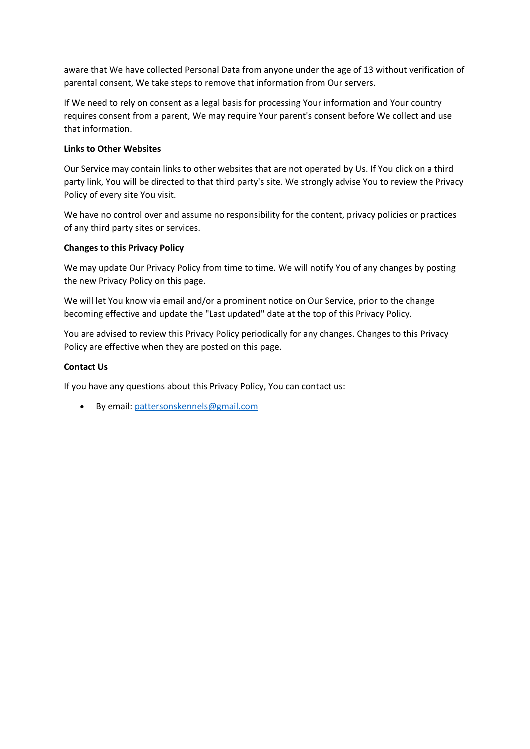aware that We have collected Personal Data from anyone under the age of 13 without verification of parental consent, We take steps to remove that information from Our servers.

If We need to rely on consent as a legal basis for processing Your information and Your country requires consent from a parent, We may require Your parent's consent before We collect and use that information.

**Links to Other Websites**

Our Service may contain links to other websites that are not operated by Us. If You click on a third party link, You will be directed to that third party's site. We strongly advise You to review the Privacy Policy of every site You visit.

We have no control over and assume no responsibility for the content, privacy policies or practices of any third party sites or services.

**Changes to this Privacy Policy**

We may update Our Privacy Policy from time to time. We will notify You of any changes by posting the new Privacy Policy on this page.

We will let You know via email and/or a prominent notice on Our Service, prior to the change becoming effective and update the "Last updated" date at the top of this Privacy Policy.

You are advised to review this Privacy Policy periodically for any changes. Changes to this Privacy Policy are effective when they are posted on this page.

**Contact Us**

If you have any questions about this Privacy Policy, You can contact us:

- By email: pattersonskennels@gmail.com